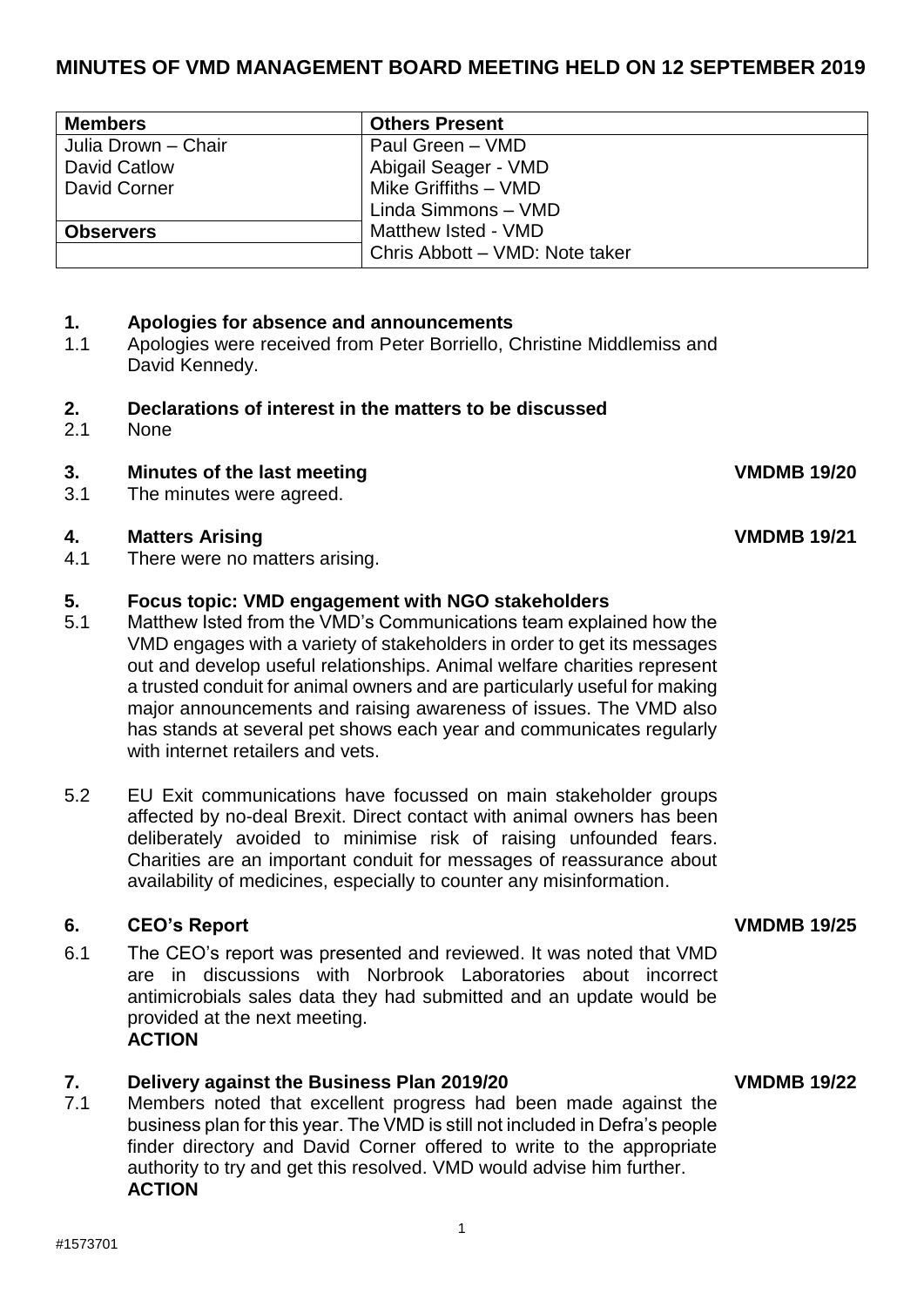# MINUTES OF VMD MANAGEMENT BOARD MEETING HELD ON 12 SEPTEMBER 2019

| Members | Others Present |
|---|---|
| Julia Drown – Chair | Paul Green – VMD |
| David Catlow | Abigail Seager - VMD |
| David Corner | Mike Griffiths – VMD |
| | Linda Simmons – VMD |
| **Observers** | Matthew Isted - VMD |
| | Chris Abbott – VMD: Note taker |

## 1. Apologies for absence and announcements

1.1 Apologies were received from Peter Borriello, Christine Middlemiss and David Kennedy.

## 2. Declarations of interest in the matters to be discussed

2.1 None

## 3. Minutes of the last meeting — VMDMB 19/20

3.1 The minutes were agreed.

## 4. Matters Arising — VMDMB 19/21

4.1 There were no matters arising.

## 5. Focus topic: VMD engagement with NGO stakeholders

5.1 Matthew Isted from the VMD's Communications team explained how the VMD engages with a variety of stakeholders in order to get its messages out and develop useful relationships. Animal welfare charities represent a trusted conduit for animal owners and are particularly useful for making major announcements and raising awareness of issues. The VMD also has stands at several pet shows each year and communicates regularly with internet retailers and vets.

5.2 EU Exit communications have focussed on main stakeholder groups affected by no-deal Brexit. Direct contact with animal owners has been deliberately avoided to minimise risk of raising unfounded fears. Charities are an important conduit for messages of reassurance about availability of medicines, especially to counter any misinformation.

## 6. CEO's Report — VMDMB 19/25

6.1 The CEO's report was presented and reviewed. It was noted that VMD are in discussions with Norbrook Laboratories about incorrect antimicrobials sales data they had submitted and an update would be provided at the next meeting.
**ACTION**

## 7. Delivery against the Business Plan 2019/20 — VMDMB 19/22

7.1 Members noted that excellent progress had been made against the business plan for this year. The VMD is still not included in Defra's people finder directory and David Corner offered to write to the appropriate authority to try and get this resolved. VMD would advise him further.
**ACTION**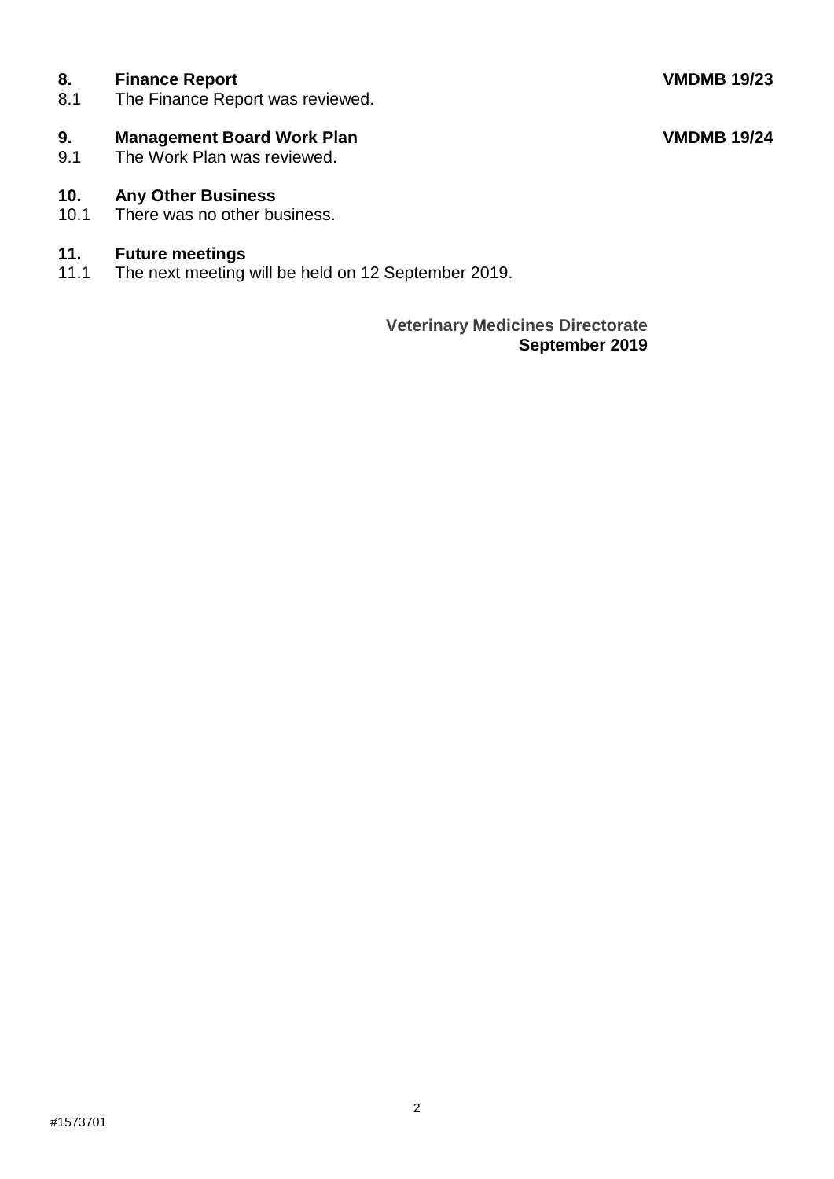## 8. Finance Report **VMDMB 19/23**

8.1 The Finance Report was reviewed.

## 9. Management Board Work Plan **VMDMB 19/24**

9.1 The Work Plan was reviewed.

## 10. Any Other Business

10.1 There was no other business.

## 11. Future meetings

11.1 The next meeting will be held on 12 September 2019.

**Veterinary Medicines Directorate**
**September 2019**

#1573701